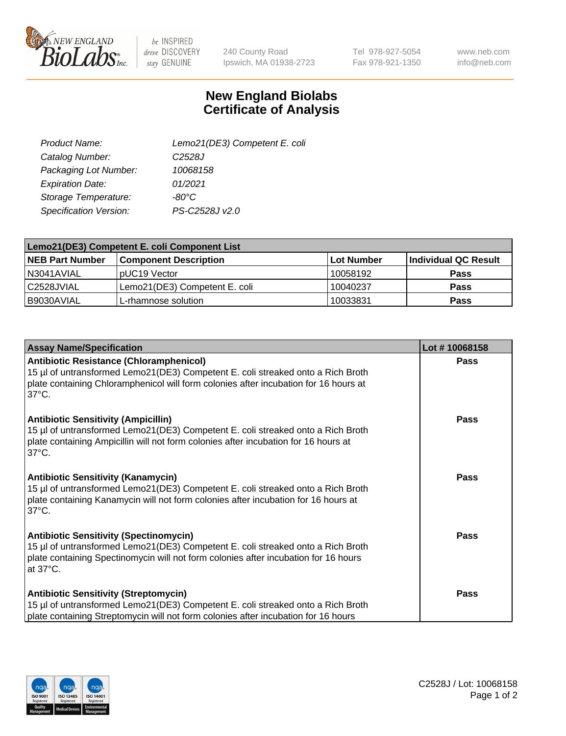New England BioLabs Inc. — be INSPIRED drive DISCOVERY stay GENUINE

240 County Road
Ipswich, MA 01938-2723

Tel 978-927-5054
Fax 978-921-1350

www.neb.com
info@neb.com

# New England Biolabs Certificate of Analysis

| | |
|---|---|
| *Product Name:* | *Lemo21(DE3) Competent E. coli* |
| *Catalog Number:* | *C2528J* |
| *Packaging Lot Number:* | *10068158* |
| *Expiration Date:* | *01/2021* |
| *Storage Temperature:* | *-80°C* |
| *Specification Version:* | *PS-C2528J v2.0* |

| **Lemo21(DE3) Competent E. coli Component List** | | | |
|---|---|---|---|
| **NEB Part Number** | **Component Description** | **Lot Number** | **Individual QC Result** |
| N3041AVIAL | pUC19 Vector | 10058192 | **Pass** |
| C2528JVIAL | Lemo21(DE3) Competent E. coli | 10040237 | **Pass** |
| B9030AVIAL | L-rhamnose solution | 10033831 | **Pass** |

| **Assay Name/Specification** | **Lot # 10068158** |
|---|---|
| **Antibiotic Resistance (Chloramphenicol)** 15 µl of untransformed Lemo21(DE3) Competent E. coli streaked onto a Rich Broth plate containing Chloramphenicol will form colonies after incubation for 16 hours at 37°C. | **Pass** |
| **Antibiotic Sensitivity (Ampicillin)** 15 µl of untransformed Lemo21(DE3) Competent E. coli streaked onto a Rich Broth plate containing Ampicillin will not form colonies after incubation for 16 hours at 37°C. | **Pass** |
| **Antibiotic Sensitivity (Kanamycin)** 15 µl of untransformed Lemo21(DE3) Competent E. coli streaked onto a Rich Broth plate containing Kanamycin will not form colonies after incubation for 16 hours at 37°C. | **Pass** |
| **Antibiotic Sensitivity (Spectinomycin)** 15 µl of untransformed Lemo21(DE3) Competent E. coli streaked onto a Rich Broth plate containing Spectinomycin will not form colonies after incubation for 16 hours at 37°C. | **Pass** |
| **Antibiotic Sensitivity (Streptomycin)** 15 µl of untransformed Lemo21(DE3) Competent E. coli streaked onto a Rich Broth plate containing Streptomycin will not form colonies after incubation for 16 hours | **Pass** |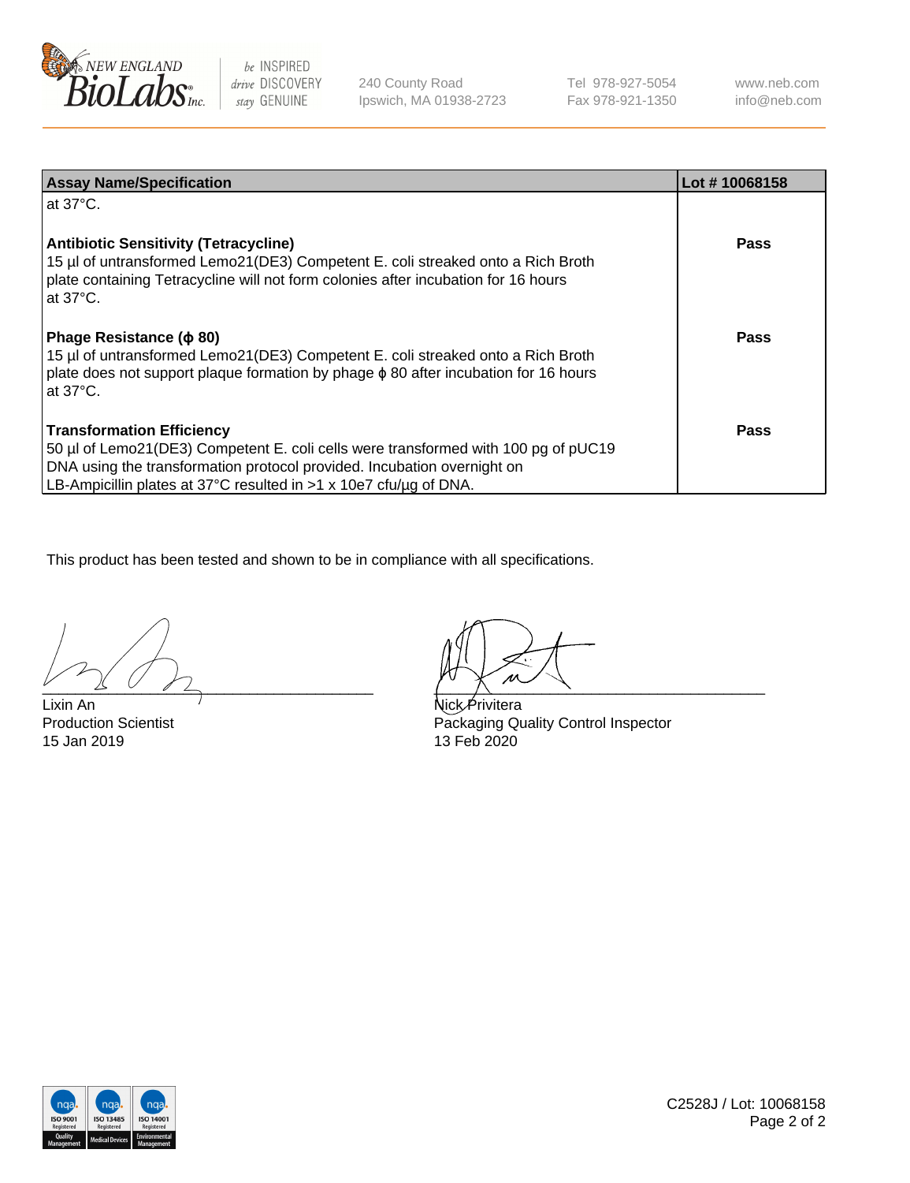| Assay Name/Specification | Lot # 10068158 |
| --- | --- |
| at 37°C. | |
| **Antibiotic Sensitivity (Tetracycline)**<br>15 µl of untransformed Lemo21(DE3) Competent E. coli streaked onto a Rich Broth plate containing Tetracycline will not form colonies after incubation for 16 hours at 37°C. | **Pass** |
| **Phage Resistance (ϕ 80)**<br>15 µl of untransformed Lemo21(DE3) Competent E. coli streaked onto a Rich Broth plate does not support plaque formation by phage ϕ 80 after incubation for 16 hours at 37°C. | **Pass** |
| **Transformation Efficiency**<br>50 µl of Lemo21(DE3) Competent E. coli cells were transformed with 100 pg of pUC19 DNA using the transformation protocol provided. Incubation overnight on LB-Ampicillin plates at 37°C resulted in >1 x 10e7 cfu/µg of DNA. | **Pass** |

This product has been tested and shown to be in compliance with all specifications.

Lixin An
Production Scientist
15 Jan 2019

Nick Privitera
Packaging Quality Control Inspector
13 Feb 2020

C2528J / Lot: 10068158